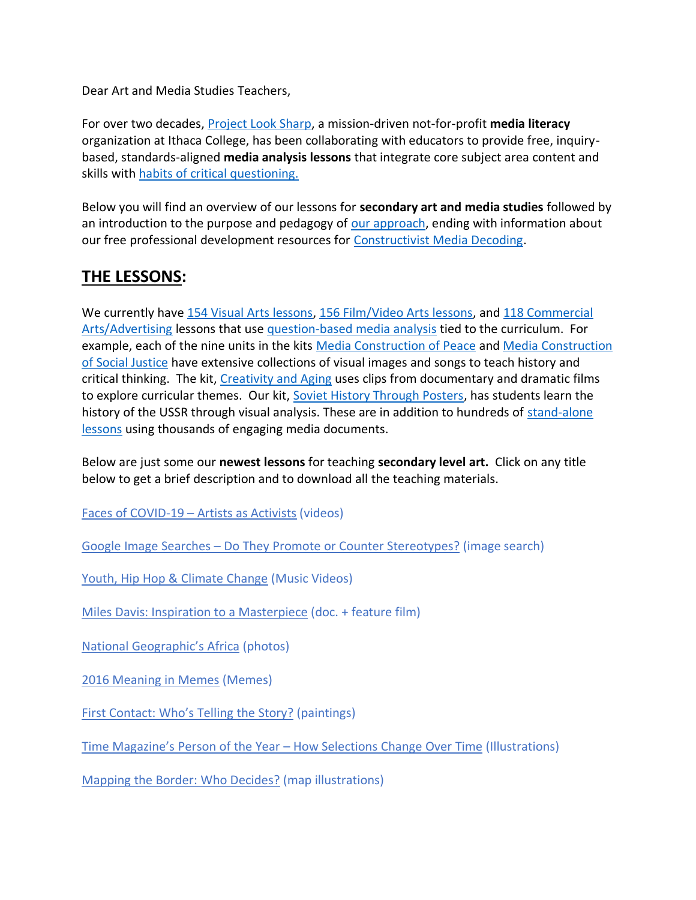Dear Art and Media Studies Teachers,

For over two decades, Project Look Sharp, a mission-driven not-for-profit **media literacy** organization at Ithaca College, has been collaborating with educators to provide free, inquiry-based, standards-aligned **media analysis lessons** that integrate core subject area content and skills with habits of critical questioning.

Below you will find an overview of our lessons for **secondary art and media studies** followed by an introduction to the purpose and pedagogy of our approach, ending with information about our free professional development resources for Constructivist Media Decoding.

## THE LESSONS:

We currently have 154 Visual Arts lessons, 156 Film/Video Arts lessons, and 118 Commercial Arts/Advertising lessons that use question-based media analysis tied to the curriculum. For example, each of the nine units in the kits Media Construction of Peace and Media Construction of Social Justice have extensive collections of visual images and songs to teach history and critical thinking. The kit, Creativity and Aging uses clips from documentary and dramatic films to explore curricular themes. Our kit, Soviet History Through Posters, has students learn the history of the USSR through visual analysis. These are in addition to hundreds of stand-alone lessons using thousands of engaging media documents.

Below are just some our **newest lessons** for teaching **secondary level art.** Click on any title below to get a brief description and to download all the teaching materials.

Faces of COVID-19 – Artists as Activists (videos)

Google Image Searches – Do They Promote or Counter Stereotypes? (image search)

Youth, Hip Hop & Climate Change (Music Videos)

Miles Davis: Inspiration to a Masterpiece (doc. + feature film)

National Geographic's Africa (photos)

2016 Meaning in Memes (Memes)

First Contact: Who's Telling the Story? (paintings)

Time Magazine's Person of the Year – How Selections Change Over Time (Illustrations)

Mapping the Border: Who Decides? (map illustrations)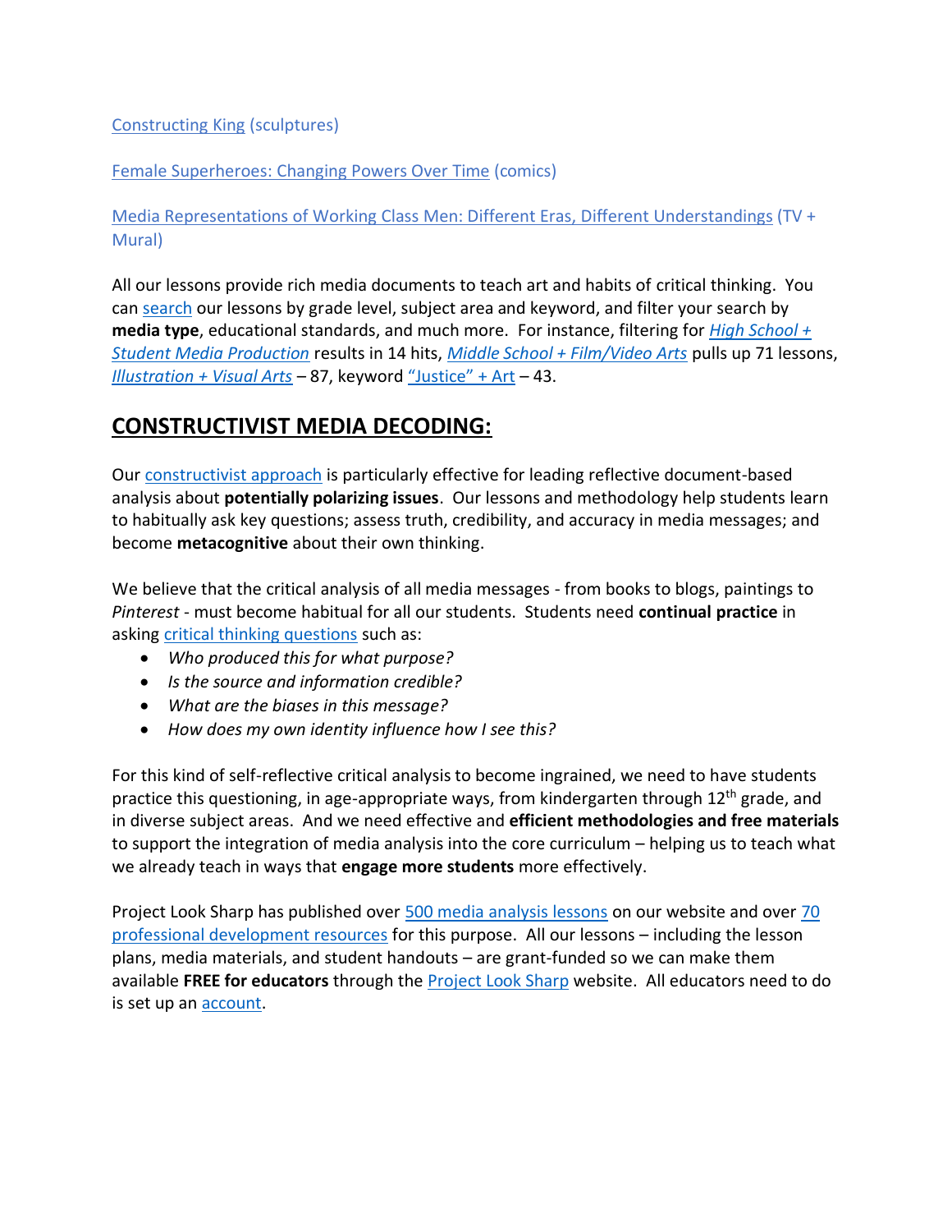Constructing King (sculptures)

Female Superheroes: Changing Powers Over Time (comics)

Media Representations of Working Class Men: Different Eras, Different Understandings (TV + Mural)

All our lessons provide rich media documents to teach art and habits of critical thinking. You can search our lessons by grade level, subject area and keyword, and filter your search by **media type**, educational standards, and much more. For instance, filtering for *High School + Student Media Production* results in 14 hits, *Middle School + Film/Video Arts* pulls up 71 lessons, *Illustration + Visual Arts* – 87, keyword "Justice" + Art – 43.

## CONSTRUCTIVIST MEDIA DECODING:

Our constructivist approach is particularly effective for leading reflective document-based analysis about **potentially polarizing issues**. Our lessons and methodology help students learn to habitually ask key questions; assess truth, credibility, and accuracy in media messages; and become **metacognitive** about their own thinking.

We believe that the critical analysis of all media messages - from books to blogs, paintings to *Pinterest* - must become habitual for all our students. Students need **continual practice** in asking critical thinking questions such as:

- *Who produced this for what purpose?*
- *Is the source and information credible?*
- *What are the biases in this message?*
- *How does my own identity influence how I see this?*

For this kind of self-reflective critical analysis to become ingrained, we need to have students practice this questioning, in age-appropriate ways, from kindergarten through 12th grade, and in diverse subject areas. And we need effective and **efficient methodologies and free materials** to support the integration of media analysis into the core curriculum – helping us to teach what we already teach in ways that **engage more students** more effectively.

Project Look Sharp has published over 500 media analysis lessons on our website and over 70 professional development resources for this purpose. All our lessons – including the lesson plans, media materials, and student handouts – are grant-funded so we can make them available **FREE for educators** through the Project Look Sharp website. All educators need to do is set up an account.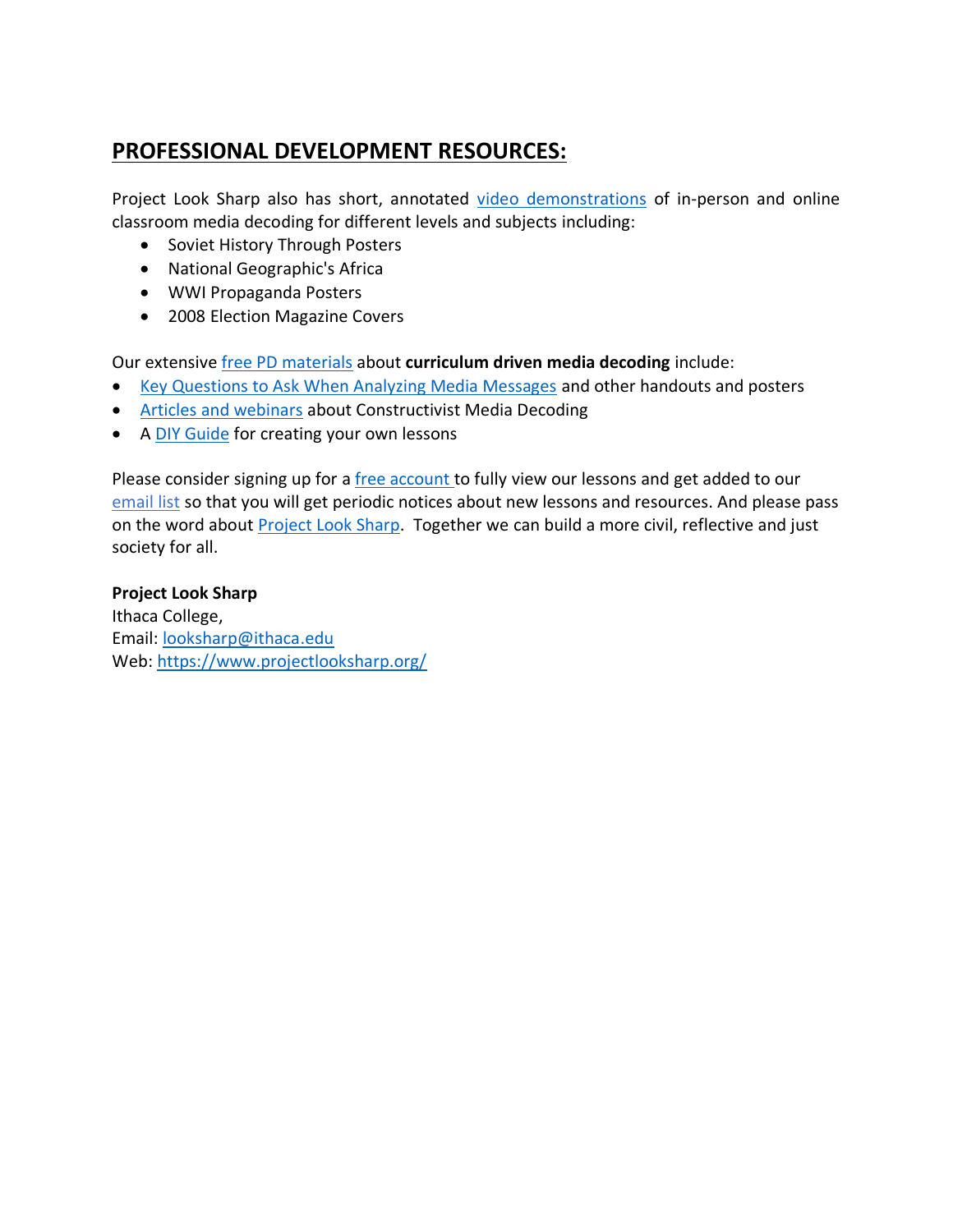## **PROFESSIONAL DEVELOPMENT RESOURCES:**

Project Look Sharp also has short, annotated video demonstrations of in-person and online classroom media decoding for different levels and subjects including:

- Soviet History Through Posters
- National Geographic's Africa
- WWI Propaganda Posters
- 2008 Election Magazine Covers

Our extensive free PD materials about **curriculum driven media decoding** include:

- Key Questions to Ask When Analyzing Media Messages and other handouts and posters
- Articles and webinars about Constructivist Media Decoding
- A DIY Guide for creating your own lessons

Please consider signing up for a free account to fully view our lessons and get added to our email list so that you will get periodic notices about new lessons and resources. And please pass on the word about Project Look Sharp. Together we can build a more civil, reflective and just society for all.

**Project Look Sharp**
Ithaca College,
Email: lookshar p@ithaca.edu
Web: https://www.projectlooksharp.org/